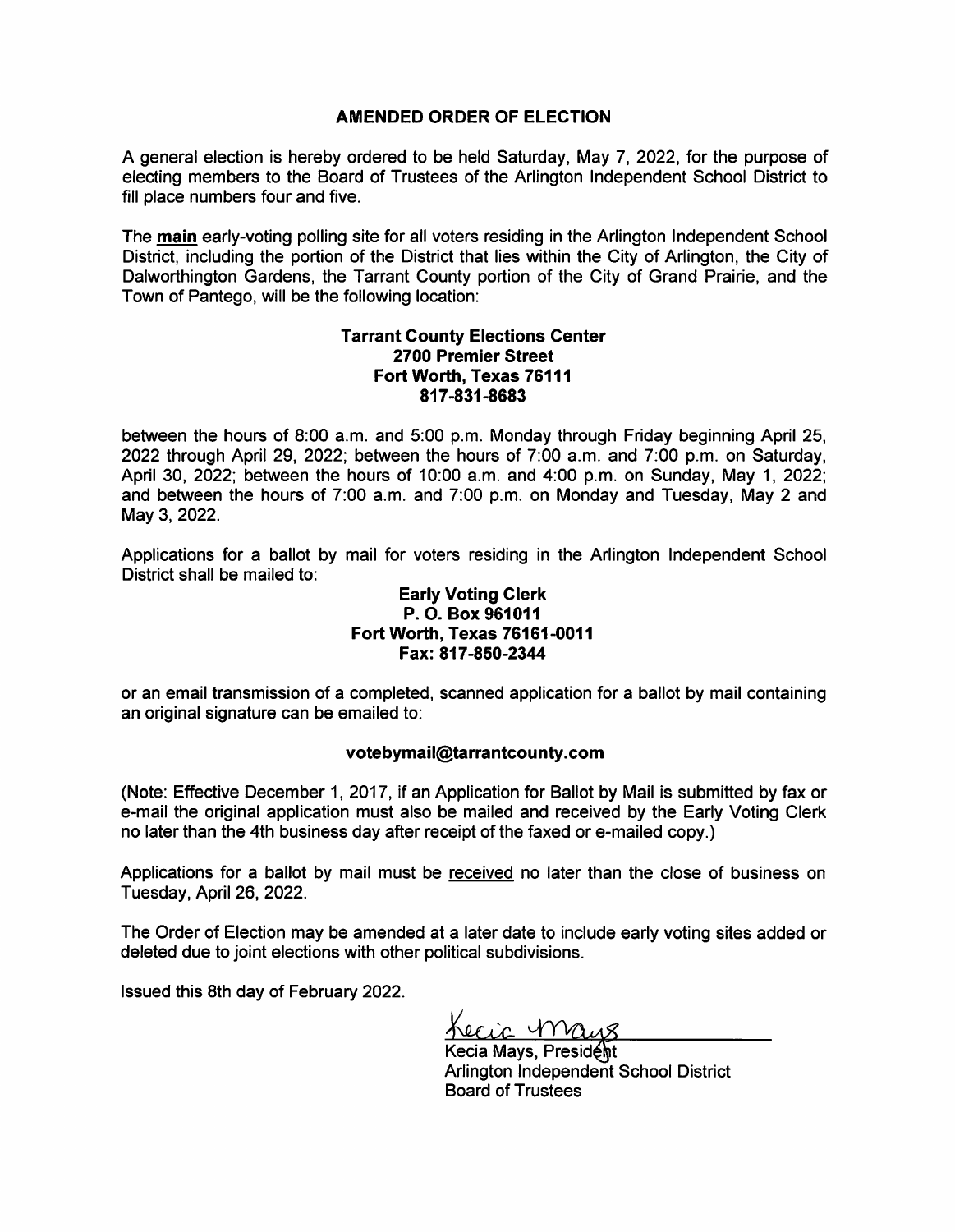# AMENDED ORDER OF ELECTION

A general election is hereby ordered to be held Saturday, May 7, 2022, for the purpose of electing members to the Board of Trustees of the Arlington Independent School District to fill place numbers four and five.

The **main** early-voting polling site for all voters residing in the Arlington Independent School District, including the portion of the District that lies within the City of Arlington, the City of Dalworthington Gardens, the Tarrant County portion of the City of Grand Prairie, and the Town of Pantego, will be the following location:

**Tarrant County Elections Center**
**2700 Premier Street**
**Fort Worth, Texas 76111**
**817-831-8683**

between the hours of 8:00 a.m. and 5:00 p.m. Monday through Friday beginning April 25, 2022 through April 29, 2022; between the hours of 7:00 a.m. and 7:00 p.m. on Saturday, April 30, 2022; between the hours of 10:00 a.m. and 4:00 p.m. on Sunday, May 1, 2022; and between the hours of 7:00 a.m. and 7:00 p.m. on Monday and Tuesday, May 2 and May 3, 2022.

Applications for a ballot by mail for voters residing in the Arlington Independent School District shall be mailed to:

**Early Voting Clerk**
**P. O. Box 961011**
**Fort Worth, Texas 76161-0011**
**Fax: 817-850-2344**

or an email transmission of a completed, scanned application for a ballot by mail containing an original signature can be emailed to:

**votebymail@tarrantcounty.com**

(Note: Effective December 1, 2017, if an Application for Ballot by Mail is submitted by fax or e-mail the original application must also be mailed and received by the Early Voting Clerk no later than the 4th business day after receipt of the faxed or e-mailed copy.)

Applications for a ballot by mail must be received no later than the close of business on Tuesday, April 26, 2022.

The Order of Election may be amended at a later date to include early voting sites added or deleted due to joint elections with other political subdivisions.

Issued this 8th day of February 2022.

Kecia Mays

Kecia Mays, President
Arlington Independent School District
Board of Trustees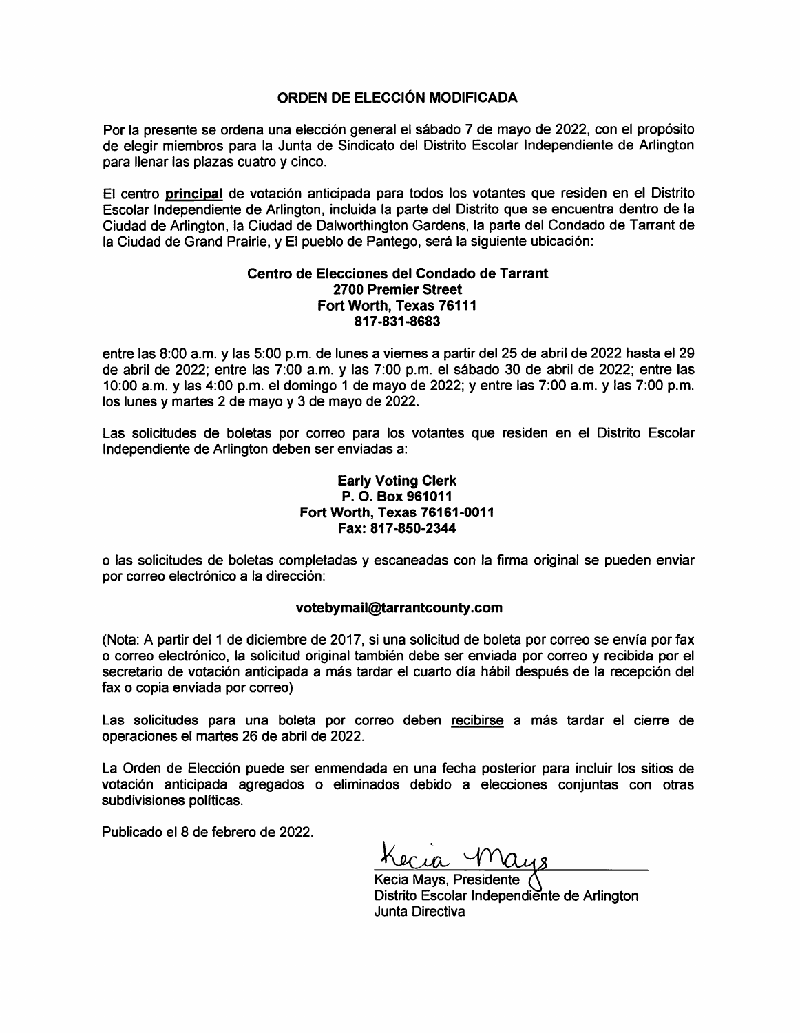**ORDEN DE ELECCIÓN MODIFICADA**

Por la presente se ordena una elección general el sábado 7 de mayo de 2022, con el propósito de elegir miembros para la Junta de Sindicato del Distrito Escolar Independiente de Arlington para llenar las plazas cuatro y cinco.

El centro **principal** de votación anticipada para todos los votantes que residen en el Distrito Escolar Independiente de Arlington, incluida la parte del Distrito que se encuentra dentro de la Ciudad de Arlington, la Ciudad de Dalworthington Gardens, la parte del Condado de Tarrant de la Ciudad de Grand Prairie, y El pueblo de Pantego, será la siguiente ubicación:

**Centro de Elecciones del Condado de Tarrant**
**2700 Premier Street**
**Fort Worth, Texas 76111**
**817-831-8683**

entre las 8:00 a.m. y las 5:00 p.m. de lunes a viernes a partir del 25 de abril de 2022 hasta el 29 de abril de 2022; entre las 7:00 a.m. y las 7:00 p.m. el sábado 30 de abril de 2022; entre las 10:00 a.m. y las 4:00 p.m. el domingo 1 de mayo de 2022; y entre las 7:00 a.m. y las 7:00 p.m. los lunes y martes 2 de mayo y 3 de mayo de 2022.

Las solicitudes de boletas por correo para los votantes que residen en el Distrito Escolar Independiente de Arlington deben ser enviadas a:

**Early Voting Clerk**
**P. O. Box 961011**
**Fort Worth, Texas 76161-0011**
**Fax: 817-850-2344**

o las solicitudes de boletas completadas y escaneadas con la firma original se pueden enviar por correo electrónico a la dirección:

**votebymail@tarrantcounty.com**

(Nota: A partir del 1 de diciembre de 2017, si una solicitud de boleta por correo se envía por fax o correo electrónico, la solicitud original también debe ser enviada por correo y recibida por el secretario de votación anticipada a más tardar el cuarto día hábil después de la recepción del fax o copia enviada por correo)

Las solicitudes para una boleta por correo deben recibirse a más tardar el cierre de operaciones el martes 26 de abril de 2022.

La Orden de Elección puede ser enmendada en una fecha posterior para incluir los sitios de votación anticipada agregados o eliminados debido a elecciones conjuntas con otras subdivisiones políticas.

Publicado el 8 de febrero de 2022.

Kecia Mays

Kecia Mays, Presidente
Distrito Escolar Independiente de Arlington
Junta Directiva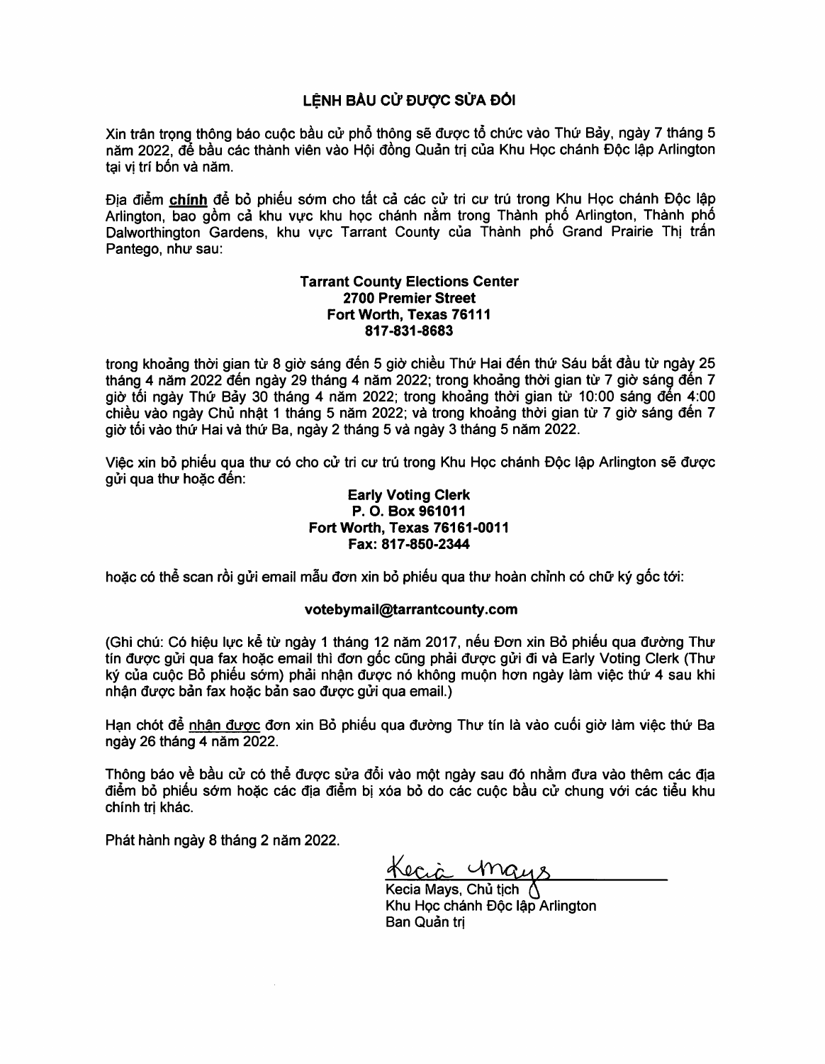# LỆNH BẦU CỬ ĐƯỢC SỬA ĐỔI

Xin trân trọng thông báo cuộc bầu cử phổ thông sẽ được tổ chức vào Thứ Bảy, ngày 7 tháng 5 năm 2022, để bầu các thành viên vào Hội đồng Quản trị của Khu Học chánh Độc lập Arlington tại vị trí bốn và năm.

Địa điểm **chính** để bỏ phiếu sớm cho tất cả các cử tri cư trú trong Khu Học chánh Độc lập Arlington, bao gồm cả khu vực khu học chánh nằm trong Thành phố Arlington, Thành phố Dalworthington Gardens, khu vực Tarrant County của Thành phố Grand Prairie Thị trấn Pantego, như sau:

**Tarrant County Elections Center**
**2700 Premier Street**
**Fort Worth, Texas 76111**
**817-831-8683**

trong khoảng thời gian từ 8 giờ sáng đến 5 giờ chiều Thứ Hai đến thứ Sáu bắt đầu từ ngày 25 tháng 4 năm 2022 đến ngày 29 tháng 4 năm 2022; trong khoảng thời gian từ 7 giờ sáng đến 7 giờ tối ngày Thứ Bảy 30 tháng 4 năm 2022; trong khoảng thời gian từ 10:00 sáng đến 4:00 chiều vào ngày Chủ nhật 1 tháng 5 năm 2022; và trong khoảng thời gian từ 7 giờ sáng đến 7 giờ tối vào thứ Hai và thứ Ba, ngày 2 tháng 5 và ngày 3 tháng 5 năm 2022.

Việc xin bỏ phiếu qua thư có cho cử tri cư trú trong Khu Học chánh Độc lập Arlington sẽ được gửi qua thư hoặc đến:

**Early Voting Clerk**
**P. O. Box 961011**
**Fort Worth, Texas 76161-0011**
**Fax: 817-850-2344**

hoặc có thể scan rồi gửi email mẫu đơn xin bỏ phiếu qua thư hoàn chỉnh có chữ ký gốc tới:

**votebymail@tarrantcounty.com**

(Ghi chú: Có hiệu lực kể từ ngày 1 tháng 12 năm 2017, nếu Đơn xin Bỏ phiếu qua đường Thư tín được gửi qua fax hoặc email thì đơn gốc cũng phải được gửi đi và Early Voting Clerk (Thư ký của cuộc Bỏ phiếu sớm) phải nhận được nó không muộn hơn ngày làm việc thứ 4 sau khi nhận được bản fax hoặc bản sao được gửi qua email.)

Hạn chót để nhận được đơn xin Bỏ phiếu qua đường Thư tín là vào cuối giờ làm việc thứ Ba ngày 26 tháng 4 năm 2022.

Thông báo về bầu cử có thể được sửa đổi vào một ngày sau đó nhằm đưa vào thêm các địa điểm bỏ phiếu sớm hoặc các địa điểm bị xóa bỏ do các cuộc bầu cử chung với các tiểu khu chính trị khác.

Phát hành ngày 8 tháng 2 năm 2022.

Kecia Mays

Kecia Mays, Chủ tịch
Khu Học chánh Độc lập Arlington
Ban Quản trị